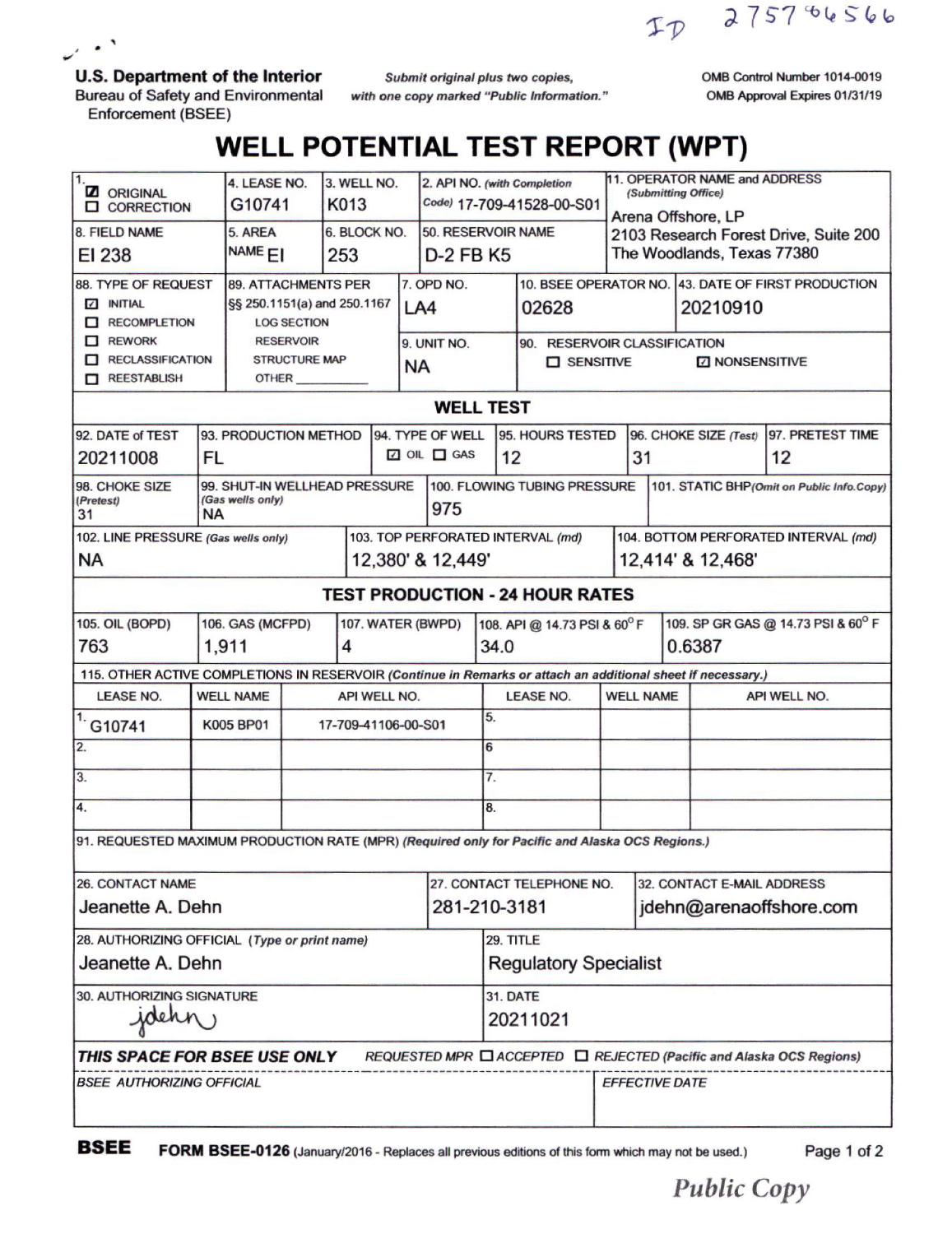ID 2757 66566

**U.S. Department of the Interior**
Bureau of Safety and Environmental Enforcement (BSEE)

*Submit original plus two copies, with one copy marked "Public Information."*

OMB Control Number 1014-0019
OMB Approval Expires 01/31/19

# WELL POTENTIAL TEST REPORT (WPT)

| 1. | 4. LEASE NO. | 3. WELL NO. | 2. API NO. (with Completion Code) | 11. OPERATOR NAME and ADDRESS (Submitting Office) |
|---|---|---|---|---|
| ☑ ORIGINAL<br>☐ CORRECTION | G10741 | K013 | 17-709-41528-00-S01 | Arena Offshore, LP<br>2103 Research Forest Drive, Suite 200<br>The Woodlands, Texas 77380 |
| 8. FIELD NAME | 5. AREA NAME | 6. BLOCK NO. | 50. RESERVOIR NAME | |
| EI 238 | EI | 253 | D-2 FB K5 | |

| 88. TYPE OF REQUEST | 89. ATTACHMENTS PER §§ 250.1151(a) and 250.1167 | 7. OPD NO. | 10. BSEE OPERATOR NO. | 43. DATE OF FIRST PRODUCTION |
|---|---|---|---|---|
| ☑ INITIAL<br>☐ RECOMPLETION<br>☐ REWORK<br>☐ RECLASSIFICATION<br>☐ REESTABLISH | LOG SECTION<br>RESERVOIR<br>STRUCTURE MAP<br>OTHER ______ | LA4 | 02628 | 20210910 |
| | | 9. UNIT NO. | 90. RESERVOIR CLASSIFICATION | |
| | | NA | ☐ SENSITIVE ☑ NONSENSITIVE | |

## WELL TEST

| 92. DATE of TEST | 93. PRODUCTION METHOD | 94. TYPE OF WELL | 95. HOURS TESTED | 96. CHOKE SIZE (Test) | 97. PRETEST TIME |
|---|---|---|---|---|---|
| 20211008 | FL | ☑ OIL ☐ GAS | 12 | 31 | 12 |

| 98. CHOKE SIZE (Pretest) | 99. SHUT-IN WELLHEAD PRESSURE (Gas wells only) | 100. FLOWING TUBING PRESSURE | 101. STATIC BHP (Omit on Public Info.Copy) |
|---|---|---|---|
| 31 | NA | 975 | |

| 102. LINE PRESSURE (Gas wells only) | 103. TOP PERFORATED INTERVAL (md) | 104. BOTTOM PERFORATED INTERVAL (md) |
|---|---|---|
| NA | 12,380' & 12,449' | 12,414' & 12,468' |

## TEST PRODUCTION - 24 HOUR RATES

| 105. OIL (BOPD) | 106. GAS (MCFPD) | 107. WATER (BWPD) | 108. API @ 14.73 PSI & 60° F | 109. SP GR GAS @ 14.73 PSI & 60° F |
|---|---|---|---|---|
| 763 | 1,911 | 4 | 34.0 | 0.6387 |

115. OTHER ACTIVE COMPLETIONS IN RESERVOIR *(Continue in Remarks or attach an additional sheet if necessary.)*

| | LEASE NO. | WELL NAME | API WELL NO. | | LEASE NO. | WELL NAME | API WELL NO. |
|---|---|---|---|---|---|---|---|
| 1. | G10741 | K005 BP01 | 17-709-41106-00-S01 | 5. | | | |
| 2. | | | | 6. | | | |
| 3. | | | | 7. | | | |
| 4. | | | | 8. | | | |

91. REQUESTED MAXIMUM PRODUCTION RATE (MPR) *(Required only for Pacific and Alaska OCS Regions.)*

| 26. CONTACT NAME | 27. CONTACT TELEPHONE NO. | 32. CONTACT E-MAIL ADDRESS |
|---|---|---|
| Jeanette A. Dehn | 281-210-3181 | jdehn@arenaoffshore.com |

| 28. AUTHORIZING OFFICIAL (Type or print name) | 29. TITLE |
|---|---|
| Jeanette A. Dehn | Regulatory Specialist |
| 30. AUTHORIZING SIGNATURE | 31. DATE |
| jdehn | 20211021 |

**THIS SPACE FOR BSEE USE ONLY** *REQUESTED MPR ☐ ACCEPTED ☐ REJECTED (Pacific and Alaska OCS Regions)*

| BSEE AUTHORIZING OFFICIAL | EFFECTIVE DATE |
|---|---|
| | |

**BSEE FORM BSEE-0126** (January/2016 - Replaces all previous editions of this form which may not be used.)

*Public Copy*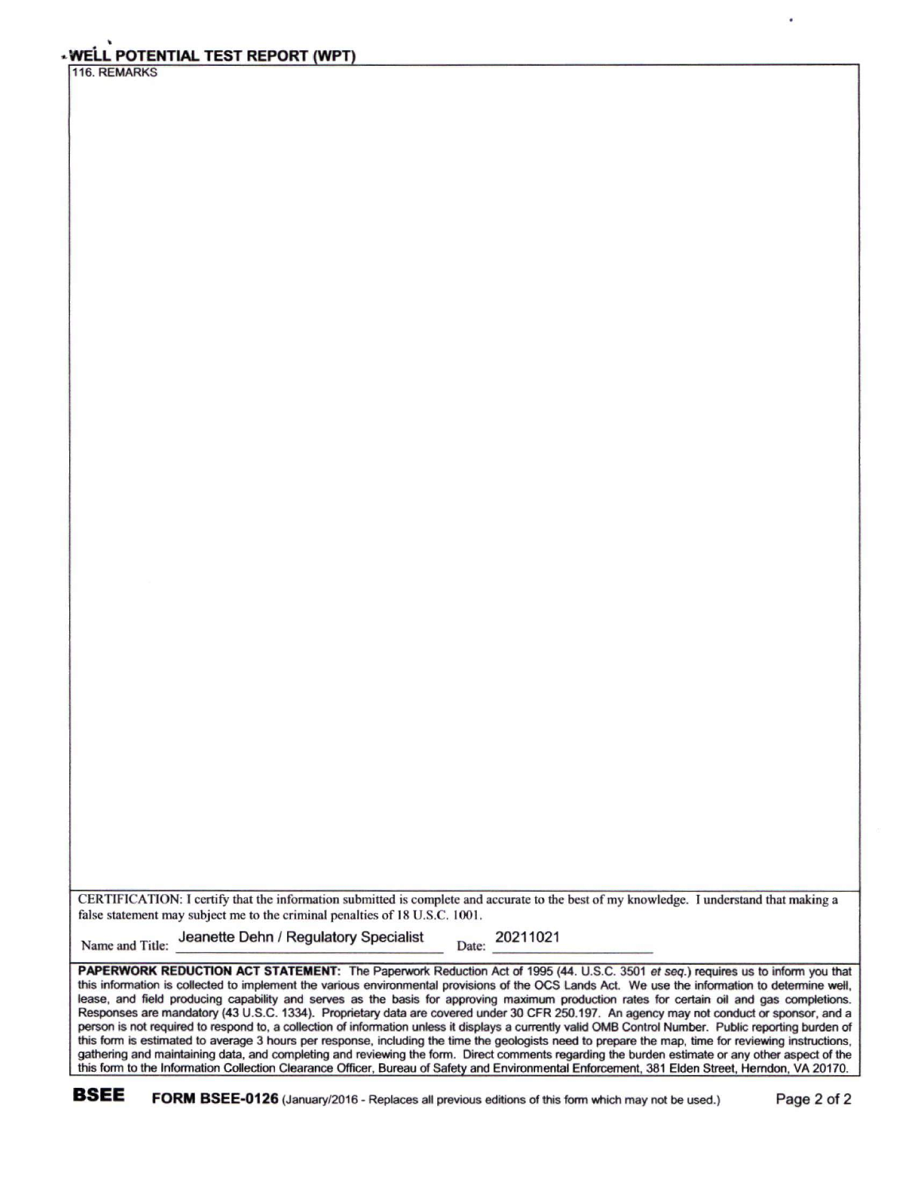# WELL POTENTIAL TEST REPORT (WPT)

116. REMARKS

CERTIFICATION: I certify that the information submitted is complete and accurate to the best of my knowledge. I understand that making a false statement may subject me to the criminal penalties of 18 U.S.C. 1001.

Name and Title: Jeanette Dehn / Regulatory Specialist Date: 20211021

**PAPERWORK REDUCTION ACT STATEMENT:** The Paperwork Reduction Act of 1995 (44. U.S.C. 3501 *et seq.*) requires us to inform you that this information is collected to implement the various environmental provisions of the OCS Lands Act. We use the information to determine well, lease, and field producing capability and serves as the basis for approving maximum production rates for certain oil and gas completions. Responses are mandatory (43 U.S.C. 1334). Proprietary data are covered under 30 CFR 250.197. An agency may not conduct or sponsor, and a person is not required to respond to, a collection of information unless it displays a currently valid OMB Control Number. Public reporting burden of this form is estimated to average 3 hours per response, including the time the geologists need to prepare the map, time for reviewing instructions, gathering and maintaining data, and completing and reviewing the form. Direct comments regarding the burden estimate or any other aspect of the this form to the Information Collection Clearance Officer, Bureau of Safety and Environmental Enforcement, 381 Elden Street, Herndon, VA 20170.

**BSEE** **FORM BSEE-0126** (January/2016 - Replaces all previous editions of this form which may not be used.)